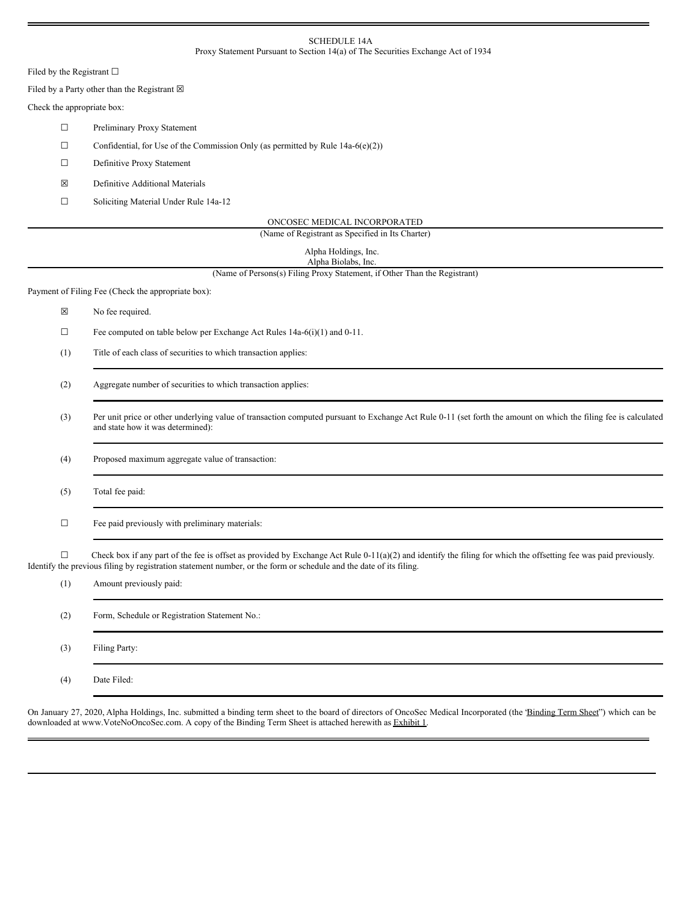SCHEDULE 14A

Proxy Statement Pursuant to Section 14(a) of The Securities Exchange Act of 1934

Filed by the Registrant ☐

Filed by a Party other than the Registrant ☒

Check the appropriate box:

☐ Preliminary Proxy Statement

☐ Confidential, for Use of the Commission Only (as permitted by Rule 14a-6(e)(2))

☐ Definitive Proxy Statement

☒ Definitive Additional Materials

☐ Soliciting Material Under Rule 14a-12

ONCOSEC MEDICAL INCORPORATED

(Name of Registrant as Specified in Its Charter)

Alpha Holdings, Inc.
Alpha Biolabs, Inc.

(Name of Persons(s) Filing Proxy Statement, if Other Than the Registrant)

Payment of Filing Fee (Check the appropriate box):

☒ No fee required.

☐ Fee computed on table below per Exchange Act Rules 14a-6(i)(1) and 0-11.

(1) Title of each class of securities to which transaction applies:

(2) Aggregate number of securities to which transaction applies:

(3) Per unit price or other underlying value of transaction computed pursuant to Exchange Act Rule 0-11 (set forth the amount on which the filing fee is calculated and state how it was determined):

(4) Proposed maximum aggregate value of transaction:

(5) Total fee paid:

☐ Fee paid previously with preliminary materials:

☐ Check box if any part of the fee is offset as provided by Exchange Act Rule 0-11(a)(2) and identify the filing for which the offsetting fee was paid previously. Identify the previous filing by registration statement number, or the form or schedule and the date of its filing.

(1) Amount previously paid:

(2) Form, Schedule or Registration Statement No.:

(3) Filing Party:

(4) Date Filed:

On January 27, 2020, Alpha Holdings, Inc. submitted a binding term sheet to the board of directors of OncoSec Medical Incorporated (the "Binding Term Sheet") which can be downloaded at www.VoteNoOncoSec.com. A copy of the Binding Term Sheet is attached herewith as Exhibit 1.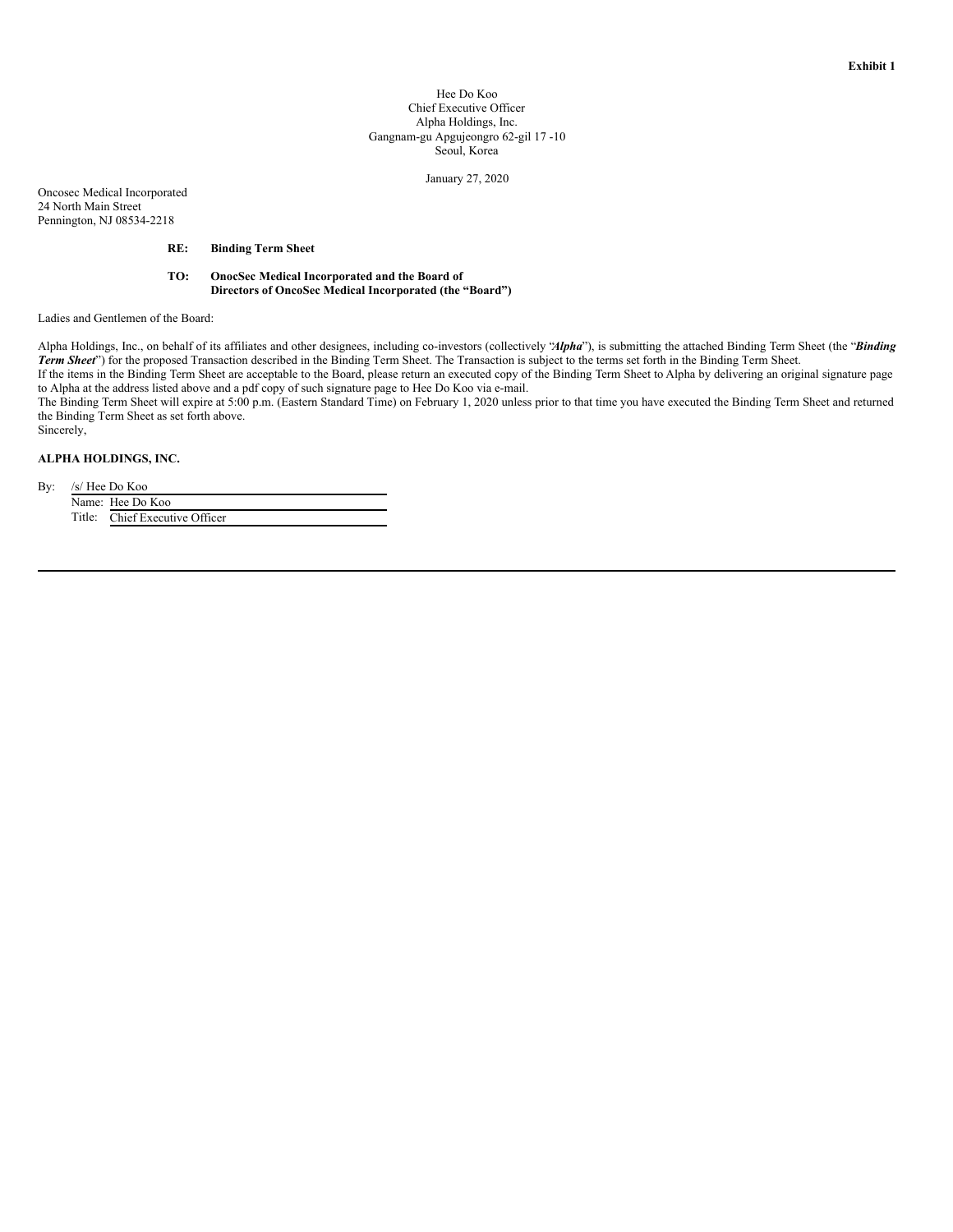**Exhibit 1**

Hee Do Koo
Chief Executive Officer
Alpha Holdings, Inc.
Gangnam-gu Apgujeongro 62-gil 17 -10
Seoul, Korea

January 27, 2020

Oncosec Medical Incorporated
24 North Main Street
Pennington, NJ 08534-2218

**RE: Binding Term Sheet**

**TO: OnocSec Medical Incorporated and the Board of Directors of OncoSec Medical Incorporated (the "Board")**

Ladies and Gentlemen of the Board:

Alpha Holdings, Inc., on behalf of its affiliates and other designees, including co-investors (collectively "***Alpha***"), is submitting the attached Binding Term Sheet (the "***Binding Term Sheet***") for the proposed Transaction described in the Binding Term Sheet. The Transaction is subject to the terms set forth in the Binding Term Sheet.

If the items in the Binding Term Sheet are acceptable to the Board, please return an executed copy of the Binding Term Sheet to Alpha by delivering an original signature page to Alpha at the address listed above and a pdf copy of such signature page to Hee Do Koo via e-mail.

The Binding Term Sheet will expire at 5:00 p.m. (Eastern Standard Time) on February 1, 2020 unless prior to that time you have executed the Binding Term Sheet and returned the Binding Term Sheet as set forth above.

Sincerely,

**ALPHA HOLDINGS, INC.**

By: /s/ Hee Do Koo
Name: Hee Do Koo
Title: Chief Executive Officer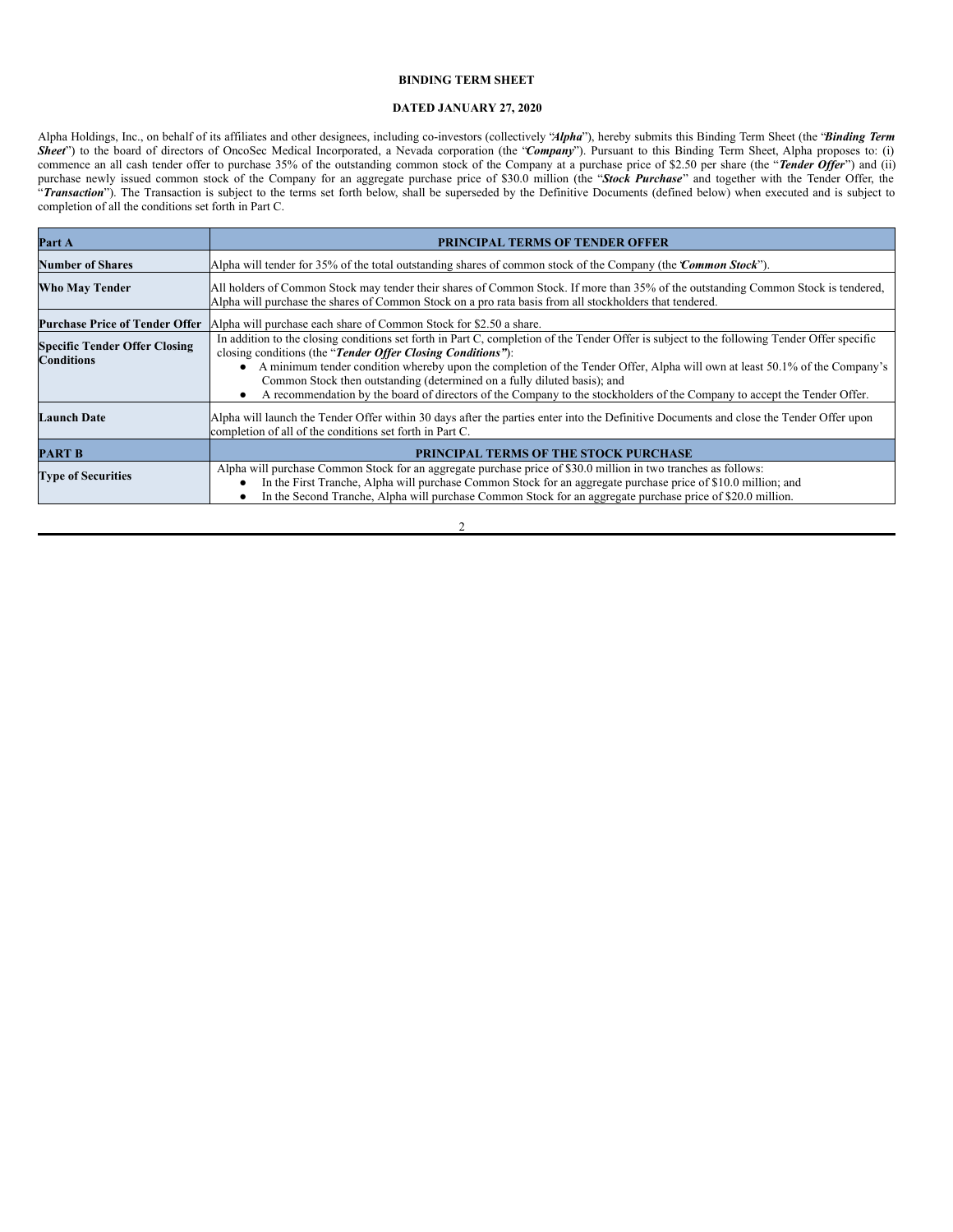**BINDING TERM SHEET**

**DATED JANUARY 27, 2020**

Alpha Holdings, Inc., on behalf of its affiliates and other designees, including co-investors (collectively "***Alpha***"), hereby submits this Binding Term Sheet (the "***Binding Term Sheet***") to the board of directors of OncoSec Medical Incorporated, a Nevada corporation (the "***Company***"). Pursuant to this Binding Term Sheet, Alpha proposes to: (i) commence an all cash tender offer to purchase 35% of the outstanding common stock of the Company at a purchase price of $2.50 per share (the "***Tender Offer***") and (ii) purchase newly issued common stock of the Company for an aggregate purchase price of $30.0 million (the "***Stock Purchase***" and together with the Tender Offer, the "***Transaction***"). The Transaction is subject to the terms set forth below, shall be superseded by the Definitive Documents (defined below) when executed and is subject to completion of all the conditions set forth in Part C.

| **Part A** | **PRINCIPAL TERMS OF TENDER OFFER** |
|---|---|
| **Number of Shares** | Alpha will tender for 35% of the total outstanding shares of common stock of the Company (the "***Common Stock***"). |
| **Who May Tender** | All holders of Common Stock may tender their shares of Common Stock. If more than 35% of the outstanding Common Stock is tendered, Alpha will purchase the shares of Common Stock on a pro rata basis from all stockholders that tendered. |
| **Purchase Price of Tender Offer** | Alpha will purchase each share of Common Stock for $2.50 a share. |
| **Specific Tender Offer Closing Conditions** | In addition to the closing conditions set forth in Part C, completion of the Tender Offer is subject to the following Tender Offer specific closing conditions (the "***Tender Offer Closing Conditions***"): <br>● A minimum tender condition whereby upon the completion of the Tender Offer, Alpha will own at least 50.1% of the Company's Common Stock then outstanding (determined on a fully diluted basis); and <br>● A recommendation by the board of directors of the Company to the stockholders of the Company to accept the Tender Offer. |
| **Launch Date** | Alpha will launch the Tender Offer within 30 days after the parties enter into the Definitive Documents and close the Tender Offer upon completion of all of the conditions set forth in Part C. |
| **PART B** | **PRINCIPAL TERMS OF THE STOCK PURCHASE** |
| **Type of Securities** | Alpha will purchase Common Stock for an aggregate purchase price of $30.0 million in two tranches as follows: <br>● In the First Tranche, Alpha will purchase Common Stock for an aggregate purchase price of $10.0 million; and <br>● In the Second Tranche, Alpha will purchase Common Stock for an aggregate purchase price of $20.0 million. |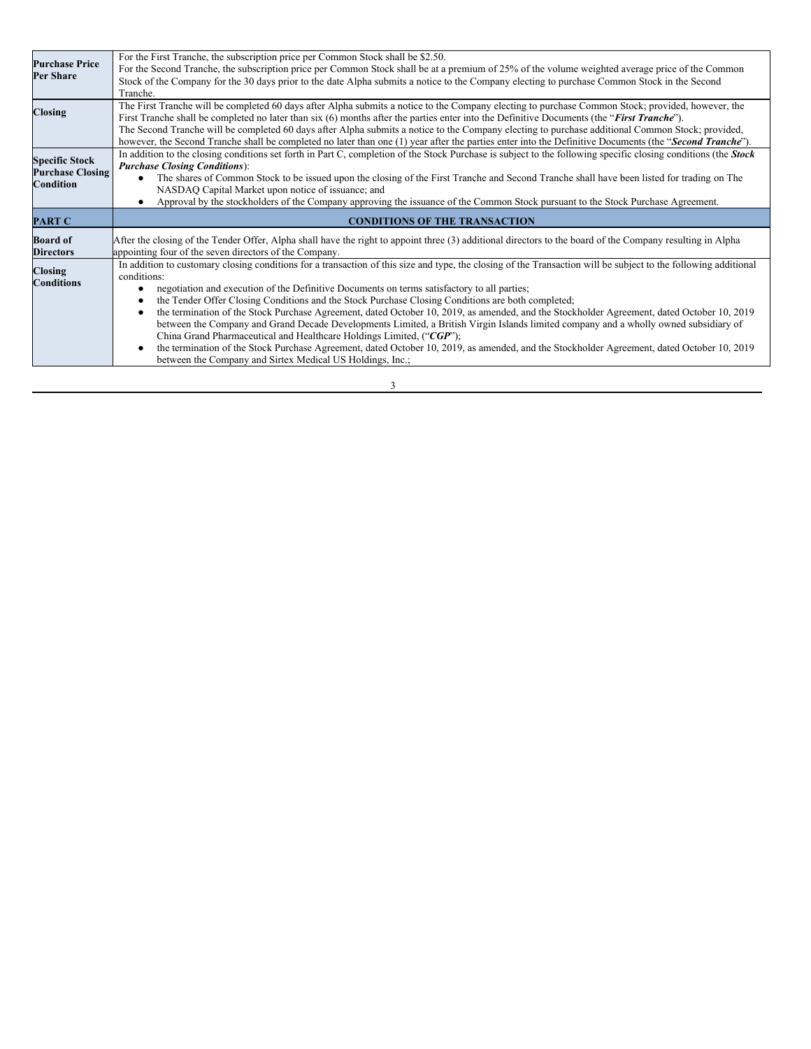| | |
|---|---|
| **Purchase Price Per Share** | For the First Tranche, the subscription price per Common Stock shall be $2.50.<br>For the Second Tranche, the subscription price per Common Stock shall be at a premium of 25% of the volume weighted average price of the Common Stock of the Company for the 30 days prior to the date Alpha submits a notice to the Company electing to purchase Common Stock in the Second Tranche. |
| **Closing** | The First Tranche will be completed 60 days after Alpha submits a notice to the Company electing to purchase Common Stock; provided, however, the First Tranche shall be completed no later than six (6) months after the parties enter into the Definitive Documents (the "***First Tranche***").<br>The Second Tranche will be completed 60 days after Alpha submits a notice to the Company electing to purchase additional Common Stock; provided, however, the Second Tranche shall be completed no later than one (1) year after the parties enter into the Definitive Documents (the "***Second Tranche***"). |
| **Specific Stock Purchase Closing Condition** | In addition to the closing conditions set forth in Part C, completion of the Stock Purchase is subject to the following specific closing conditions (the ***Stock Purchase Closing Conditions***):<br>● The shares of Common Stock to be issued upon the closing of the First Tranche and Second Tranche shall have been listed for trading on The NASDAQ Capital Market upon notice of issuance; and<br>● Approval by the stockholders of the Company approving the issuance of the Common Stock pursuant to the Stock Purchase Agreement. |
| **PART C** | **CONDITIONS OF THE TRANSACTION** |
| **Board of Directors** | After the closing of the Tender Offer, Alpha shall have the right to appoint three (3) additional directors to the board of the Company resulting in Alpha appointing four of the seven directors of the Company. |
| **Closing Conditions** | In addition to customary closing conditions for a transaction of this size and type, the closing of the Transaction will be subject to the following additional conditions:<br>● negotiation and execution of the Definitive Documents on terms satisfactory to all parties;<br>● the Tender Offer Closing Conditions and the Stock Purchase Closing Conditions are both completed;<br>● the termination of the Stock Purchase Agreement, dated October 10, 2019, as amended, and the Stockholder Agreement, dated October 10, 2019 between the Company and Grand Decade Developments Limited, a British Virgin Islands limited company and a wholly owned subsidiary of China Grand Pharmaceutical and Healthcare Holdings Limited, ("***CGP***");<br>● the termination of the Stock Purchase Agreement, dated October 10, 2019, as amended, and the Stockholder Agreement, dated October 10, 2019 between the Company and Sirtex Medical US Holdings, Inc.; |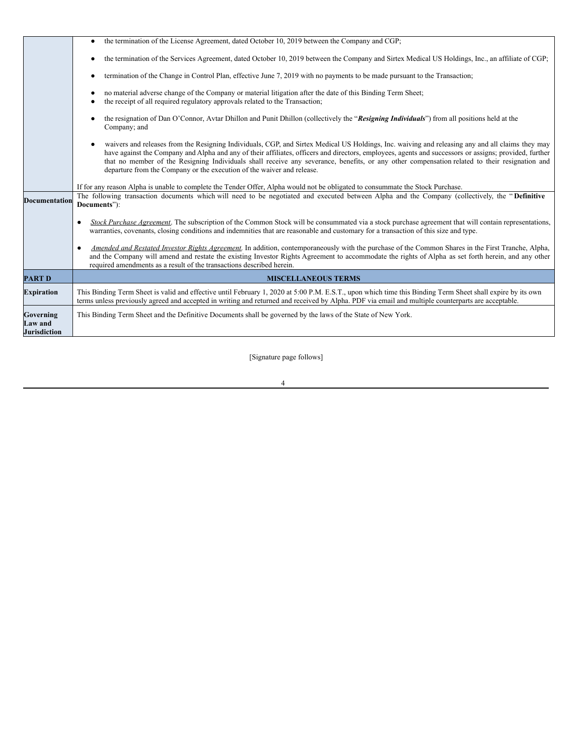| | |
|---|---|
| | • the termination of the License Agreement, dated October 10, 2019 between the Company and CGP;<br><br>• the termination of the Services Agreement, dated October 10, 2019 between the Company and Sirtex Medical US Holdings, Inc., an affiliate of CGP;<br><br>• termination of the Change in Control Plan, effective June 7, 2019 with no payments to be made pursuant to the Transaction;<br><br>• no material adverse change of the Company or material litigation after the date of this Binding Term Sheet;<br>• the receipt of all required regulatory approvals related to the Transaction;<br><br>• the resignation of Dan O'Connor, Avtar Dhillon and Punit Dhillon (collectively the "***Resigning Individuals***") from all positions held at the Company; and<br><br>• waivers and releases from the Resigning Individuals, CGP, and Sirtex Medical US Holdings, Inc. waiving and releasing any and all claims they may have against the Company and Alpha and any of their affiliates, officers and directors, employees, agents and successors or assigns; provided, further that no member of the Resigning Individuals shall receive any severance, benefits, or any other compensation related to their resignation and departure from the Company or the execution of the waiver and release.<br><br>If for any reason Alpha is unable to complete the Tender Offer, Alpha would not be obligated to consummate the Stock Purchase. |
| **Documentation** | The following transaction documents which will need to be negotiated and executed between Alpha and the Company (collectively, the "**Definitive Documents**"):<br><br>• *Stock Purchase Agreement*. The subscription of the Common Stock will be consummated via a stock purchase agreement that will contain representations, warranties, covenants, closing conditions and indemnities that are reasonable and customary for a transaction of this size and type.<br><br>• *Amended and Restated Investor Rights Agreement*. In addition, contemporaneously with the purchase of the Common Shares in the First Tranche, Alpha, and the Company will amend and restate the existing Investor Rights Agreement to accommodate the rights of Alpha as set forth herein, and any other required amendments as a result of the transactions described herein. |
| **PART D** | **MISCELLANEOUS TERMS** |
| **Expiration** | This Binding Term Sheet is valid and effective until February 1, 2020 at 5:00 P.M. E.S.T., upon which time this Binding Term Sheet shall expire by its own terms unless previously agreed and accepted in writing and returned and received by Alpha. PDF via email and multiple counterparts are acceptable. |
| **Governing Law and Jurisdiction** | This Binding Term Sheet and the Definitive Documents shall be governed by the laws of the State of New York. |

[Signature page follows]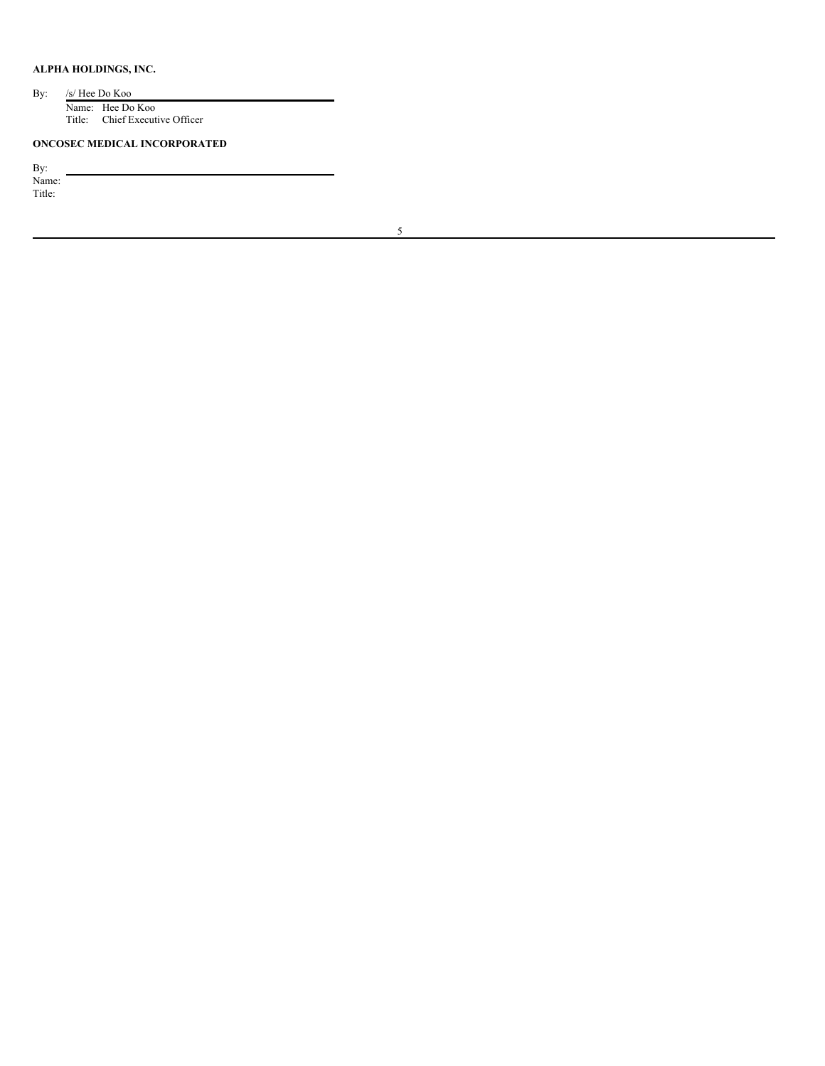**ALPHA HOLDINGS, INC.**

By: /s/ Hee Do Koo
Name: Hee Do Koo
Title: Chief Executive Officer

**ONCOSEC MEDICAL INCORPORATED**

By:
Name:
Title: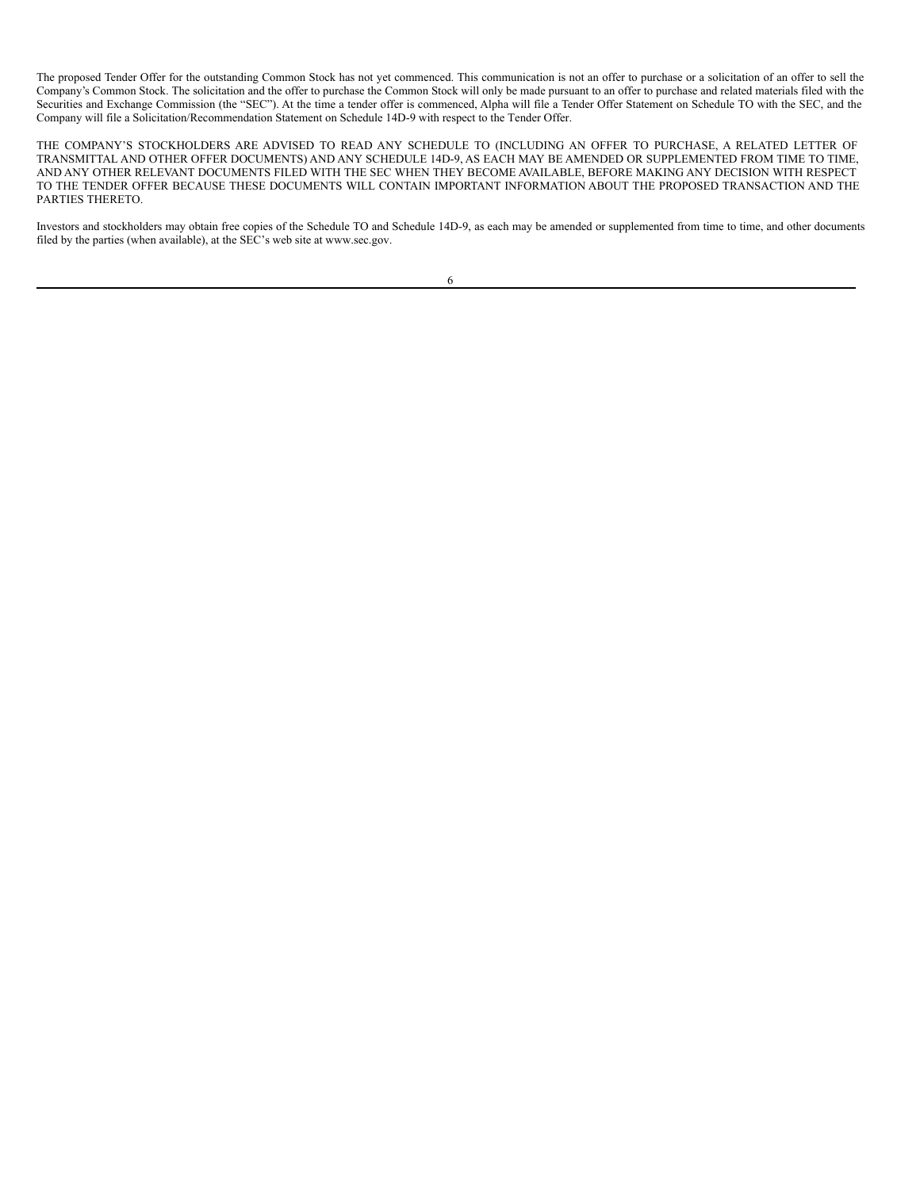The proposed Tender Offer for the outstanding Common Stock has not yet commenced. This communication is not an offer to purchase or a solicitation of an offer to sell the Company's Common Stock. The solicitation and the offer to purchase the Common Stock will only be made pursuant to an offer to purchase and related materials filed with the Securities and Exchange Commission (the "SEC"). At the time a tender offer is commenced, Alpha will file a Tender Offer Statement on Schedule TO with the SEC, and the Company will file a Solicitation/Recommendation Statement on Schedule 14D-9 with respect to the Tender Offer.

THE COMPANY'S STOCKHOLDERS ARE ADVISED TO READ ANY SCHEDULE TO (INCLUDING AN OFFER TO PURCHASE, A RELATED LETTER OF TRANSMITTAL AND OTHER OFFER DOCUMENTS) AND ANY SCHEDULE 14D-9, AS EACH MAY BE AMENDED OR SUPPLEMENTED FROM TIME TO TIME, AND ANY OTHER RELEVANT DOCUMENTS FILED WITH THE SEC WHEN THEY BECOME AVAILABLE, BEFORE MAKING ANY DECISION WITH RESPECT TO THE TENDER OFFER BECAUSE THESE DOCUMENTS WILL CONTAIN IMPORTANT INFORMATION ABOUT THE PROPOSED TRANSACTION AND THE PARTIES THERETO.

Investors and stockholders may obtain free copies of the Schedule TO and Schedule 14D-9, as each may be amended or supplemented from time to time, and other documents filed by the parties (when available), at the SEC's web site at www.sec.gov.